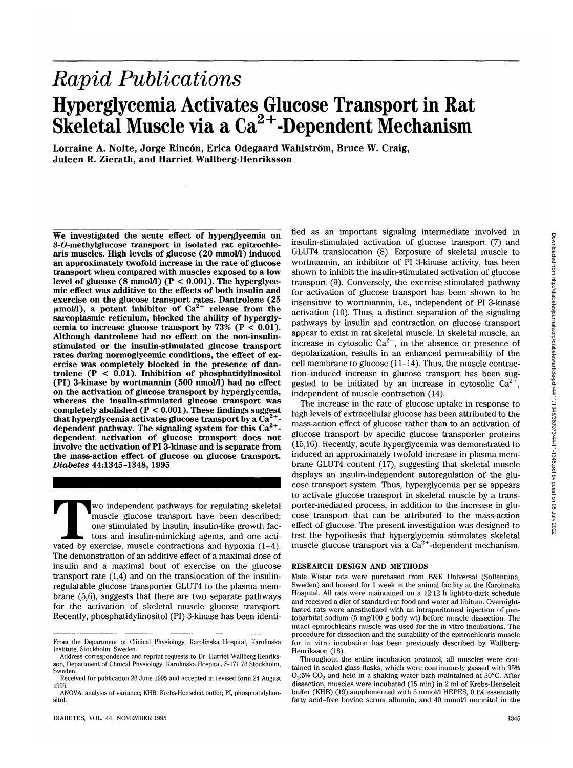*Rapid Publications*

# Hyperglycemia Activates Glucose Transport in Rat Skeletal Muscle via a $Ca^{2+}$-Dependent Mechanism

**Lorraine A. Nolte, Jorge Rincón, Erica Odegaard Wahlström, Bruce W. Craig, Juleen R. Zierath, and Harriet Wallberg-Henriksson**

**We investigated the acute effect of hyperglycemia on 3-*O*-methylglucose transport in isolated rat epitrochlearis muscles. High levels of glucose (20 mmol/l) induced an approximately twofold increase in the rate of glucose transport when compared with muscles exposed to a low level of glucose (8 mmol/l) ($P < 0.001$). The hyperglycemic effect was additive to the effects of both insulin and exercise on the glucose transport rates. Dantrolene (25 μmol/l), a potent inhibitor of $Ca^{2+}$ release from the sarcoplasmic reticulum, blocked the ability of hyperglycemia to increase glucose transport by 73% ($P < 0.01$). Although dantrolene had no effect on the non-insulin-stimulated or the insulin-stimulated glucose transport rates during normoglycemic conditions, the effect of exercise was completely blocked in the presence of dantrolene ($P < 0.01$). Inhibition of phosphatidylinositol (PI) 3-kinase by wortmannin (500 nmol/l) had no effect on the activation of glucose transport by hyperglycemia, whereas the insulin-stimulated glucose transport was completely abolished ($P < 0.001$). These findings suggest that hyperglycemia activates glucose transport by a $Ca^{2+}$-dependent pathway. The signaling system for this $Ca^{2+}$-dependent activation of glucose transport does not involve the activation of PI 3-kinase and is separate from the mass-action effect of glucose on glucose transport. *Diabetes* 44:1345–1348, 1995**

Two independent pathways for regulating skeletal muscle glucose transport have been described; one stimulated by insulin, insulin-like growth factors and insulin-mimicking agents, and one activated by exercise, muscle contractions and hypoxia (1–4). The demonstration of an additive effect of a maximal dose of insulin and a maximal bout of exercise on the glucose transport rate (1,4) and on the translocation of the insulin-regulatable glucose transporter GLUT4 to the plasma membrane (5,6), suggests that there are two separate pathways for the activation of skeletal muscle glucose transport. Recently, phosphatidylinositol (PI) 3-kinase has been identified as an important signaling intermediate involved in insulin-stimulated activation of glucose transport (7) and GLUT4 translocation (8). Exposure of skeletal muscle to wortmannin, an inhibitor of PI 3-kinase activity, has been shown to inhibit the insulin-stimulated activation of glucose transport (9). Conversely, the exercise-stimulated pathway for activation of glucose transport has been shown to be insensitive to wortmannin, i.e., independent of PI 3-kinase activation (10). Thus, a distinct separation of the signaling pathways by insulin and contraction on glucose transport appear to exist in rat skeletal muscle. In skeletal muscle, an increase in cytosolic $Ca^{2+}$, in the absence or presence of depolarization, results in an enhanced permeability of the cell membrane to glucose (11–14). Thus, the muscle contraction–induced increase in glucose transport has been suggested to be initiated by an increase in cytosolic $Ca^{2+}$, independent of muscle contraction (14).

The increase in the rate of glucose uptake in response to high levels of extracellular glucose has been attributed to the mass-action effect of glucose rather than to an activation of glucose transport by specific glucose transporter proteins (15,16). Recently, acute hyperglycemia was demonstrated to induced an approximately twofold increase in plasma membrane GLUT4 content (17), suggesting that skeletal muscle displays an insulin-independent autoregulation of the glucose transport system. Thus, hyperglycemia per se appears to activate glucose transport in skeletal muscle by a transporter-mediated process, in addition to the increase in glucose transport that can be attributed to the mass-action effect of glucose. The present investigation was designed to test the hypothesis that hyperglycemia stimulates skeletal muscle glucose transport via a $Ca^{2+}$-dependent mechanism.

## RESEARCH DESIGN AND METHODS

Male Wistar rats were purchased from B&K Universal (Sollentuna, Sweden) and housed for 1 week in the animal facility at the Karolinska Hospital. All rats were maintained on a 12:12 h light-to-dark schedule and received a diet of standard rat food and water ad libitum. Overnight-fasted rats were anesthetized with an intraperitoneal injection of pentobarbital sodium (5 mg/100 g body wt) before muscle dissection. The intact epitrochlearis muscle was used for the in vitro incubations. The procedure for dissection and the suitability of the epitrochlearis muscle for in vitro incubation has been previously described by Wallberg-Henriksson (18).

Throughout the entire incubation protocol, all muscles were contained in sealed glass flasks, which were continuously gassed with 95% $O_2$:5% $CO_2$ and held in a shaking water bath maintained at 30°C. After dissection, muscles were incubated (15 min) in 2 ml of Krebs-Henseleit buffer (KHB) (19) supplemented with 5 mmol/l HEPES, 0.1% essentially fatty acid–free bovine serum albumin, and 40 mmol/l mannitol in the

---

From the Department of Clinical Physiology, Karolinska Hospital, Karolinska Institute, Stockholm, Sweden.

Address correspondence and reprint requests to Dr. Harriet Wallberg-Henriksson, Department of Clinical Physiology, Karolinska Hospital, S-171 76 Stockholm, Sweden.

Received for publication 26 June 1995 and accepted in revised form 24 August 1995.

ANOVA, analysis of variance; KHB, Krebs-Henseleit buffer; PI, phosphatidylinositol.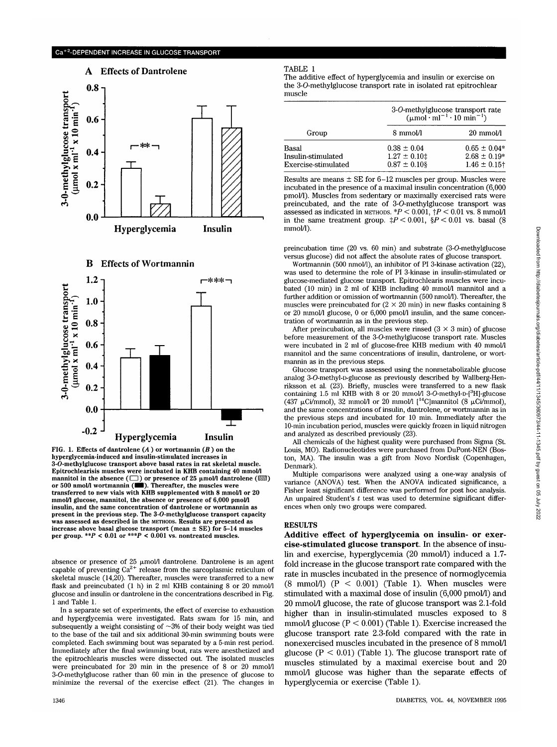## A Effects of Dantrolene

## B Effects of Wortmannin

FIG. 1. **Effects of dantrolene (*A*) or wortmannin (*B*) on the hyperglycemia-induced and insulin-stimulated increases in 3-*O*-methylglucose transport above basal rates in rat skeletal muscle. Epitrochlearisis muscles were incubated in KHB containing 40 mmol/l mannitol in the absence (□) or presence of 25 μmol/l dantrolene (▨) or 500 nmol/l wortmannin (■). Thereafter, the muscles were transferred to new vials with KHB supplemented with 8 mmol/l or 20 mmol/l glucose, mannitol, the absence or presence of 6,000 pmol/l insulin, and the same concentration of dantrolene or wortmannin as present in the previous step. The 3-*O*-methylglucose transport capacity was assessed as described in the METHODS. Results are presented as increase above basal glucose transport (mean ± SE) for 5–14 muscles per group. \*\*$P < 0.01$ or \*\*\*$P < 0.001$ vs. nontreated muscles.**

absence or presence of 25 μmol/l dantrolene. Dantrolene is an agent capable of preventing $Ca^{2+}$ release from the sarcoplasmic reticulum of skeletal muscle (14,20). Thereafter, muscles were transferred to a new flask and preincubated (1 h) in 2 ml KHB containing 8 or 20 mmol/l glucose and insulin or dantrolene in the concentrations described in Fig. 1 and Table 1.

In a separate set of experiments, the effect of exercise to exhaustion and hyperglycemia were investigated. Rats swam for 15 min, and subsequently a weight consisting of ~3% of their body weight was tied to the base of the tail and six additional 30-min swimming bouts were completed. Each swimming bout was separated by a 5-min rest period. Immediately after the final swimming bout, rats were anesthetized and the epitrochlearis muscles were dissected out. The isolated muscles were preincubated for 20 min in the presence of 8 or 20 mmol/l 3-*O*-methylglucose rather than 60 min in the presence of glucose to minimize the reversal of the exercise effect (21). The changes in preincubation time (20 vs. 60 min) and substrate (3-*O*-methylglucose versus glucose) did not affect the absolute rates of glucose transport.

TABLE 1
The additive effect of hyperglycemia and insulin or exercise on the 3-*O*-methylglucose transport rate in isolated rat epitrochlear muscle

| Group | 3-*O*-methylglucose transport rate ($\mu mol \cdot ml^{-1} \cdot 10\ min^{-1}$) | |
|---|---|---|
| | 8 mmol/l | 20 mmol/l |
| Basal | 0.38 ± 0.04 | 0.65 ± 0.04* |
| Insulin-stimulated | 1.27 ± 0.10‡ | 2.68 ± 0.19* |
| Exercise-stimulated | 0.87 ± 0.10§ | 1.46 ± 0.15† |

Results are means ± SE for 6–12 muscles per group. Muscles were incubated in the presence of a maximal insulin concentration (6,000 pmol/l). Muscles from sedentary or maximally exercised rats were preincubated, and the rate of 3-*O*-methylglucose transport was assessed as indicated in METHODS. *$P < 0.001$, †$P < 0.01$ vs. 8 mmol/l in the same treatment group. ‡$P < 0.001$, §$P < 0.01$ vs. basal (8 mmol/l).

Wortmannin (500 nmol/l), an inhibitor of PI 3-kinase activation (22), was used to determine the role of PI 3-kinase in insulin-stimulated or glucose-mediated glucose transport. Epitrochlearis muscles were incubated (10 min) in 2 ml of KHB including 40 mmol/l mannitol and a further addition or omission of wortmannin (500 nmol/l). Thereafter, the muscles were preincubated for (2 × 20 min) in new flasks containing 8 or 20 mmol/l glucose, 0 or 6,000 pmol/l insulin, and the same concentration of wortmannin as in the previous step.

After preincubation, all muscles were rinsed (3 × 3 min) of glucose before measurement of the 3-*O*-methylglucose transport rate. Muscles were incubated in 2 ml of glucose-free KHB medium with 40 mmol/l mannitol and the same concentrations of insulin, dantrolene, or wortmannin as in the previous steps.

Glucose transport was assessed using the nonmetabolizable glucose analog 3-*O*-methyl-D-glucose as previously described by Wallberg-Henriksson et al. (23). Briefly, muscles were transferred to a new flask containing 1.5 ml KHB with 8 or 20 mmol/l 3-*O*-methyl-D-[$^3$H]-glucose (437 μCi/mmol), 32 mmol/l or 20 mmol/l [$^{14}$C]mannitol (8 μCi/mmol), and the same concentrations of insulin, dantrolene, or wortmannin as in the previous steps and incubated for 10 min. Immediately after the 10-min incubation period, muscles were quickly frozen in liquid nitrogen and analyzed as described previously (23).

All chemicals of the highest quality were purchased from Sigma (St. Louis, MO). Radionucleotides were purchased from DuPont-NEN (Boston, MA). The insulin was a gift from Novo Nordisk (Copenhagen, Denmark).

Multiple comparisons were analyzed using a one-way analysis of variance (ANOVA) test. When the ANOVA indicated significance, a Fisher least significant difference was performed for post hoc analysis. An unpaired Student's *t* test was used to determine significant differences when only two groups were compared.

## RESULTS

**Additive effect of hyperglycemia on insulin- or exercise-stimulated glucose transport.** In the absence of insulin and exercise, hyperglycemia (20 mmol/l) induced a 1.7-fold increase in the glucose transport rate compared with the rate in muscles incubated in the presence of normoglycemia (8 mmol/l) ($P < 0.001$) (Table 1). When muscles were stimulated with a maximal dose of insulin (6,000 pmol/l) and 20 mmol/l glucose, the rate of glucose transport was 2.1-fold higher than in insulin-stimulated muscles exposed to 8 mmol/l glucose ($P < 0.001$) (Table 1). Exercise increased the glucose transport rate 2.3-fold compared with the rate in nonexercised muscles incubated in the presence of 8 mmol/l glucose ($P < 0.01$) (Table 1). The glucose transport rate of muscles stimulated by a maximal exercise bout and 20 mmol/l glucose was higher than the separate effects of hyperglycemia or exercise (Table 1).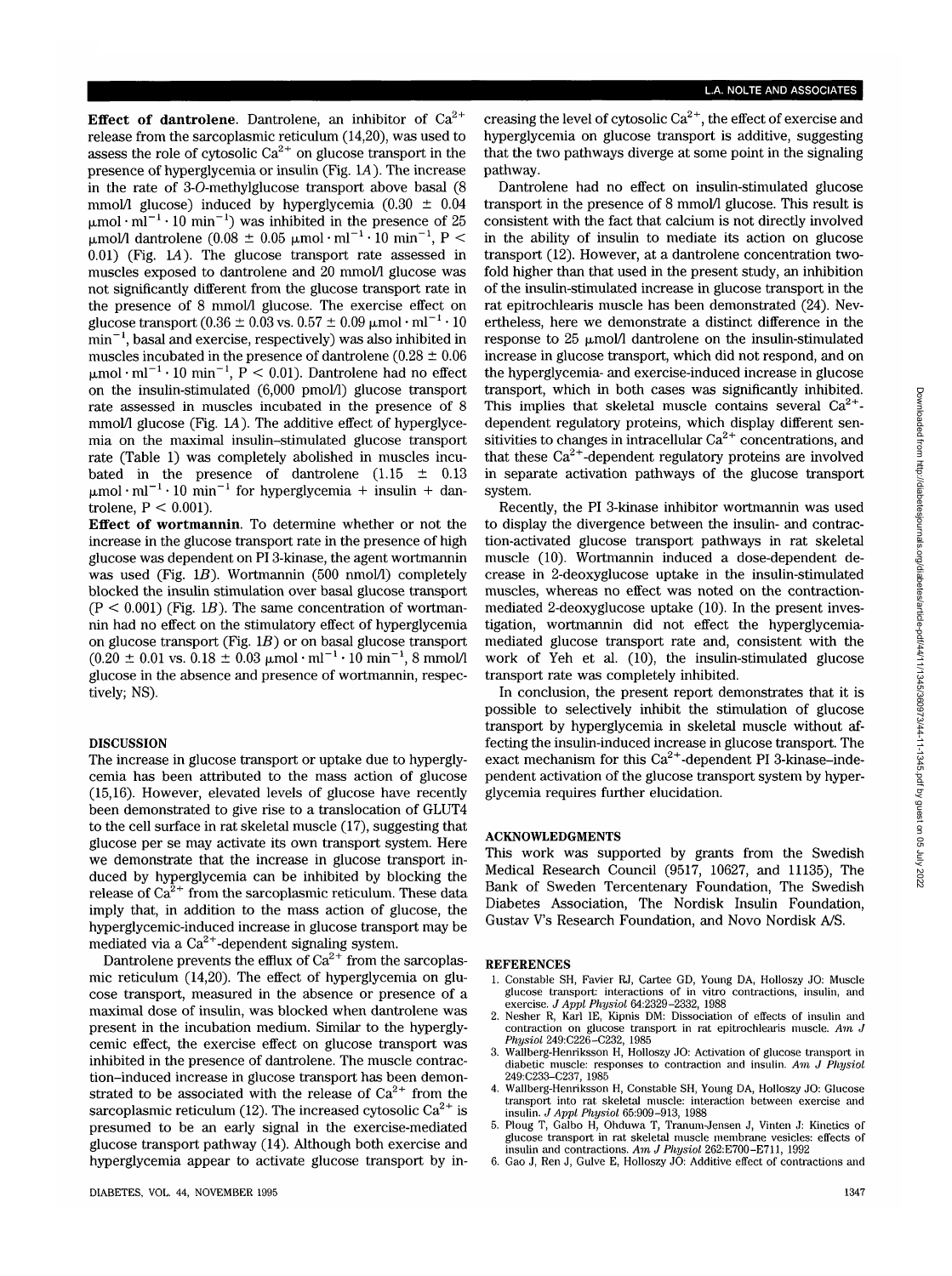**Effect of dantrolene**. Dantrolene, an inhibitor of $Ca^{2+}$ release from the sarcoplasmic reticulum (14,20), was used to assess the role of cytosolic $Ca^{2+}$ on glucose transport in the presence of hyperglycemia or insulin (Fig. 1*A*). The increase in the rate of 3-*O*-methylglucose transport above basal (8 mmol/l glucose) induced by hyperglycemia (0.30 ± 0.04 $\mu mol \cdot ml^{-1} \cdot 10\ min^{-1}$) was inhibited in the presence of 25 μmol/l dantrolene (0.08 ± 0.05 $\mu mol \cdot ml^{-1} \cdot 10\ min^{-1}$, $P < 0.01$) (Fig. 1*A*). The glucose transport rate assessed in muscles exposed to dantrolene and 20 mmol/l glucose was not significantly different from the glucose transport rate in the presence of 8 mmol/l glucose. The exercise effect on glucose transport (0.36 ± 0.03 vs. 0.57 ± 0.09 $\mu mol \cdot ml^{-1} \cdot 10\ min^{-1}$, basal and exercise, respectively) was also inhibited in muscles incubated in the presence of dantrolene (0.28 ± 0.06 $\mu mol \cdot ml^{-1} \cdot 10\ min^{-1}$, $P < 0.01$). Dantrolene had no effect on the insulin-stimulated (6,000 pmol/l) glucose transport rate assessed in muscles incubated in the presence of 8 mmol/l glucose (Fig. 1*A*). The additive effect of hyperglycemia on the maximal insulin–stimulated glucose transport rate (Table 1) was completely abolished in muscles incubated in the presence of dantrolene (1.15 ± 0.13 $\mu mol \cdot ml^{-1} \cdot 10\ min^{-1}$ for hyperglycemia + insulin + dantrolene, $P < 0.001$).

**Effect of wortmannin**. To determine whether or not the increase in the glucose transport rate in the presence of high glucose was dependent on PI 3-kinase, the agent wortmannin was used (Fig. 1*B*). Wortmannin (500 nmol/l) completely blocked the insulin stimulation over basal glucose transport ($P < 0.001$) (Fig. 1*B*). The same concentration of wortmannin had no effect on the stimulatory effect of hyperglycemia on glucose transport (Fig. 1*B*) or on basal glucose transport (0.20 ± 0.01 vs. 0.18 ± 0.03 $\mu mol \cdot ml^{-1} \cdot 10\ min^{-1}$, 8 mmol/l glucose in the absence and presence of wortmannin, respectively; NS).

## DISCUSSION

The increase in glucose transport or uptake due to hyperglycemia has been attributed to the mass action of glucose (15,16). However, elevated levels of glucose have recently been demonstrated to give rise to a translocation of GLUT4 to the cell surface in rat skeletal muscle (17), suggesting that glucose per se may activate its own transport system. Here we demonstrate that the increase in glucose transport induced by hyperglycemia can be inhibited by blocking the release of $Ca^{2+}$ from the sarcoplasmic reticulum. These data imply that, in addition to the mass action of glucose, the hyperglycemic-induced increase in glucose transport may be mediated via a $Ca^{2+}$-dependent signaling system.

Dantrolene prevents the efflux of $Ca^{2+}$ from the sarcoplasmic reticulum (14,20). The effect of hyperglycemia on glucose transport, measured in the absence or presence of a maximal dose of insulin, was blocked when dantrolene was present in the incubation medium. Similar to the hyperglycemic effect, the exercise effect on glucose transport was inhibited in the presence of dantrolene. The muscle contraction–induced increase in glucose transport has been demonstrated to be associated with the release of $Ca^{2+}$ from the sarcoplasmic reticulum (12). The increased cytosolic $Ca^{2+}$ is presumed to be an early signal in the exercise-mediated glucose transport pathway (14). Although both exercise and hyperglycemia appear to activate glucose transport by increasing the level of cytosolic $Ca^{2+}$, the effect of exercise and hyperglycemia on glucose transport is additive, suggesting that the two pathways diverge at some point in the signaling pathway.

Dantrolene had no effect on insulin-stimulated glucose transport in the presence of 8 mmol/l glucose. This result is consistent with the fact that calcium is not directly involved in the ability of insulin to mediate its action on glucose transport (12). However, at a dantrolene concentration two-fold higher than that used in the present study, an inhibition of the insulin-stimulated increase in glucose transport in the rat epitrochlearis muscle has been demonstrated (24). Nevertheless, here we demonstrate a distinct difference in the response to 25 μmol/l dantrolene on the insulin-stimulated increase in glucose transport, which did not respond, and on the hyperglycemia- and exercise-induced increase in glucose transport, which in both cases was significantly inhibited. This implies that skeletal muscle contains several $Ca^{2+}$-dependent regulatory proteins, which display different sensitivities to changes in intracellular $Ca^{2+}$ concentrations, and that these $Ca^{2+}$-dependent regulatory proteins are involved in separate activation pathways of the glucose transport system.

Recently, the PI 3-kinase inhibitor wortmannin was used to display the divergence between the insulin- and contraction-activated glucose transport pathways in rat skeletal muscle (10). Wortmannin induced a dose-dependent decrease in 2-deoxyglucose uptake in the insulin-stimulated muscles, whereas no effect was noted on the contraction-mediated 2-deoxyglucose uptake (10). In the present investigation, wortmannin did not effect the hyperglycemia-mediated glucose transport rate and, consistent with the work of Yeh et al. (10), the insulin-stimulated glucose transport rate was completely inhibited.

In conclusion, the present report demonstrates that it is possible to selectively inhibit the stimulation of glucose transport by hyperglycemia in skeletal muscle without affecting the insulin-induced increase in glucose transport. The exact mechanism for this $Ca^{2+}$-dependent PI 3-kinase–independent activation of the glucose transport system by hyperglycemia requires further elucidation.

## ACKNOWLEDGMENTS

This work was supported by grants from the Swedish Medical Research Council (9517, 10627, and 11135), The Bank of Sweden Tercentenary Foundation, The Swedish Diabetes Association, The Nordisk Insulin Foundation, Gustav V's Research Foundation, and Novo Nordisk A/S.

## REFERENCES

1. Constable SH, Favier RJ, Cartee GD, Young DA, Holloszy JO: Muscle glucose transport: interactions of in vitro contractions, insulin, and exercise. *J Appl Physiol* 64:2329–2332, 1988
2. Nesher R, Karl IE, Kipnis DM: Dissociation of effects of insulin and contraction on glucose transport in rat epitrochlearis muscle. *Am J Physiol* 249:C226–C232, 1985
3. Wallberg-Henriksson H, Holloszy JO: Activation of glucose transport in diabetic muscle: responses to contraction and insulin. *Am J Physiol* 249:C233–C237, 1985
4. Wallberg-Henriksson H, Constable SH, Young DA, Holloszy JO: Glucose transport into rat skeletal muscle: interaction between exercise and insulin. *J Appl Physiol* 65:909–913, 1988
5. Ploug T, Galbo H, Ohduwa T, Tranum-Jensen J, Vinten J: Kinetics of glucose transport in rat skeletal muscle membrane vesicles: effects of insulin and contractions. *Am J Physiol* 262:E700–E711, 1992
6. Gao J, Ren J, Gulve E, Holloszy JO: Additive effect of contractions and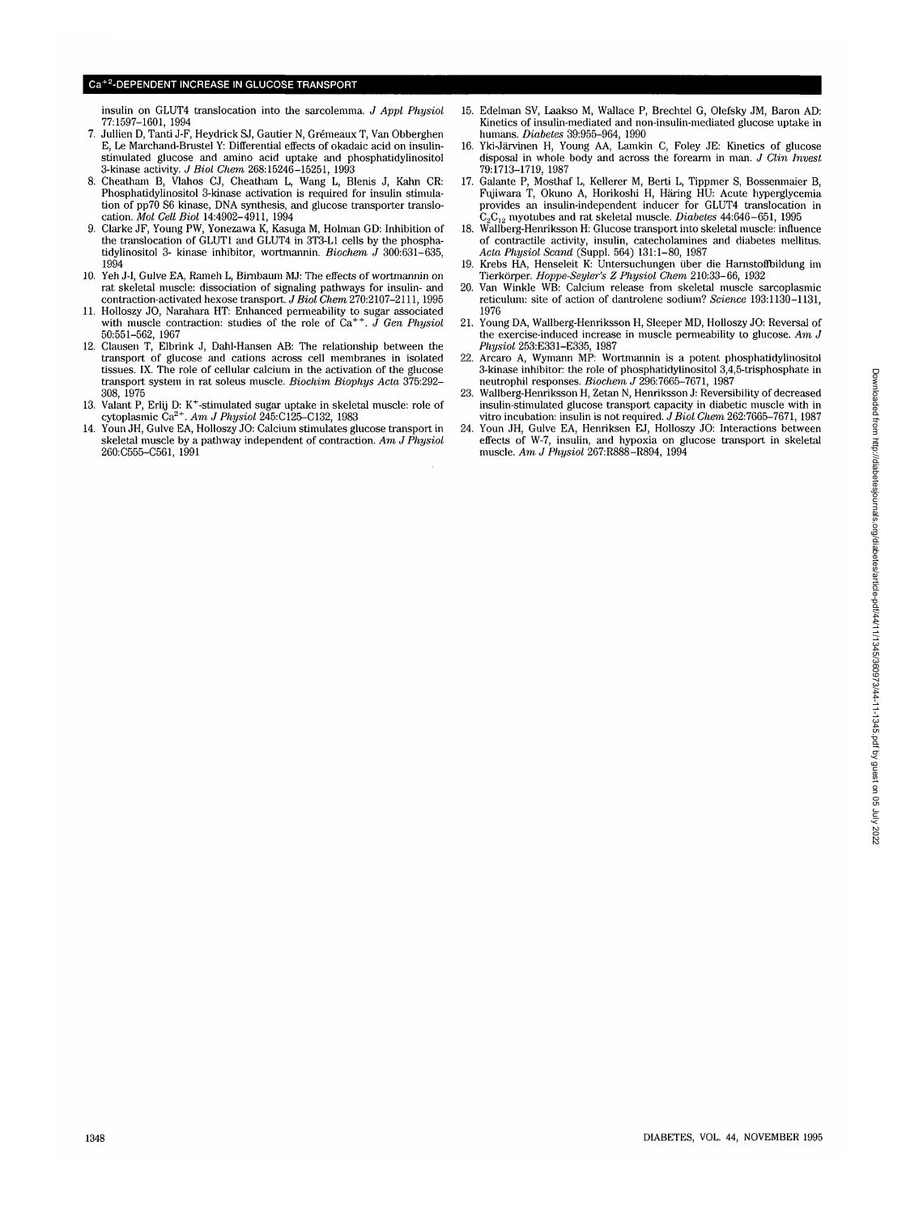insulin on GLUT4 translocation into the sarcolemma. *J Appl Physiol* 77:1597–1601, 1994

7. Jullien D, Tanti J-F, Heydrick SJ, Gautier N, Grémeaux T, Van Obberghen E, Le Marchand-Brustel Y: Differential effects of okadaic acid on insulin-stimulated glucose and amino acid uptake and phosphatidylinositol 3-kinase activity. *J Biol Chem* 268:15246–15251, 1993
8. Cheatham B, Vlahos CJ, Cheatham L, Wang L, Blenis J, Kahn CR: Phosphatidylinositol 3-kinase activation is required for insulin stimulation of pp70 S6 kinase, DNA synthesis, and glucose transporter translocation. *Mol Cell Biol* 14:4902–4911, 1994
9. Clarke JF, Young PW, Yonezawa K, Kasuga M, Holman GD: Inhibition of the translocation of GLUT1 and GLUT4 in 3T3-L1 cells by the phosphatidylinositol 3- kinase inhibitor, wortmannin. *Biochem J* 300:631–635, 1994
10. Yeh J-I, Gulve EA, Rameh L, Birnbaum MJ: The effects of wortmannin on rat skeletal muscle: dissociation of signaling pathways for insulin- and contraction-activated hexose transport. *J Biol Chem* 270:2107–2111, 1995
11. Holloszy JO, Narahara HT: Enhanced permeability to sugar associated with muscle contraction: studies of the role of $Ca^{++}$. *J Gen Physiol* 50:551–562, 1967
12. Clausen T, Elbrink J, Dahl-Hansen AB: The relationship between the transport of glucose and cations across cell membranes in isolated tissues. IX. The role of cellular calcium in the activation of the glucose transport system in rat soleus muscle. *Biochim Biophys Acta* 375:292–308, 1975
13. Valant P, Erlij D: $K^+$-stimulated sugar uptake in skeletal muscle: role of cytoplasmic $Ca^{2+}$. *Am J Physiol* 245:C125–C132, 1983
14. Youn JH, Gulve EA, Holloszy JO: Calcium stimulates glucose transport in skeletal muscle by a pathway independent of contraction. *Am J Physiol* 260:C555–C561, 1991
15. Edelman SV, Laakso M, Wallace P, Brechtel G, Olefsky JM, Baron AD: Kinetics of insulin-mediated and non-insulin-mediated glucose uptake in humans. *Diabetes* 39:955–964, 1990
16. Yki-Järvinen H, Young AA, Lamkin C, Foley JE: Kinetics of glucose disposal in whole body and across the forearm in man. *J Clin Invest* 79:1713–1719, 1987
17. Galante P, Mosthaf L, Kellerer M, Berti L, Tippmer S, Bossenmaier B, Fujiwara T, Okuno A, Horikoshi H, Häring HU: Acute hyperglycemia provides an insulin-independent inducer for GLUT4 translocation in $C_2C_{12}$ myotubes and rat skeletal muscle. *Diabetes* 44:646–651, 1995
18. Wallberg-Henriksson H: Glucose transport into skeletal muscle: influence of contractile activity, insulin, catecholamines and diabetes mellitus. *Acta Physiol Scand* (Suppl. 564) 131:1–80, 1987
19. Krebs HA, Henseleit K: Untersuchungen über die Harnstoffbildung im Tierkörper. *Hoppe-Seyler's Z Physiol Chem* 210:33–66, 1932
20. Van Winkle WB: Calcium release from skeletal muscle sarcoplasmic reticulum: site of action of dantrolene sodium? *Science* 193:1130–1131, 1976
21. Young DA, Wallberg-Henriksson H, Sleeper MD, Holloszy JO: Reversal of the exercise-induced increase in muscle permeability to glucose. *Am J Physiol* 253:E331–E335, 1987
22. Arcaro A, Wymann MP: Wortmannin is a potent phosphatidylinositol 3-kinase inhibitor: the role of phosphatidylinositol 3,4,5-trisphosphate in neutrophil responses. *Biochem J* 296:7665–7671, 1987
23. Wallberg-Henriksson H, Zetan N, Henriksson J: Reversibility of decreased insulin-stimulated glucose transport capacity in diabetic muscle with in vitro incubation: insulin is not required. *J Biol Chem* 262:7665–7671, 1987
24. Youn JH, Gulve EA, Henriksen EJ, Holloszy JO: Interactions between effects of W-7, insulin, and hypoxia on glucose transport in skeletal muscle. *Am J Physiol* 267:R888–R894, 1994